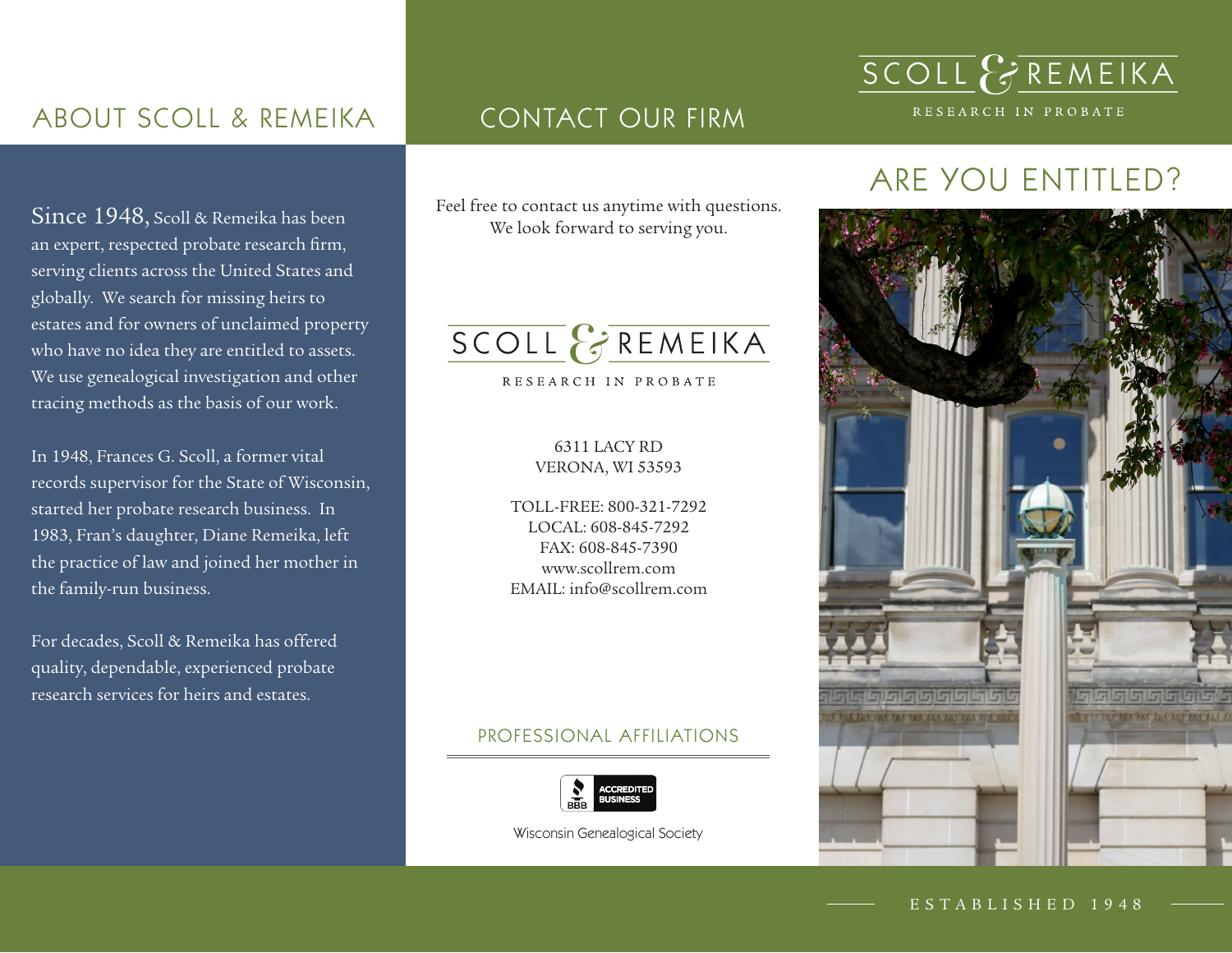## ABOUT SCOLL & REMEIKA

Since 1948, Scoll & Remeika has been an expert, respected probate research firm, serving clients across the United States and globally. We search for missing heirs to estates and for owners of unclaimed property who have no idea they are entitled to assets. We use genealogical investigation and other tracing methods as the basis of our work.

In 1948, Frances G. Scoll, a former vital records supervisor for the State of Wisconsin, started her probate research business. In 1983, Fran's daughter, Diane Remeika, left the practice of law and joined her mother in the family-run business.

For decades, Scoll & Remeika has offered quality, dependable, experienced probate research services for heirs and estates.

## CONTACT OUR FIRM

Feel free to contact us anytime with questions. We look forward to serving you.

SCOLL & REMEIKA

RESEARCH IN PROBATE

6311 LACY RD
VERONA, WI 53593

TOLL-FREE: 800-321-7292
LOCAL: 608-845-7292
FAX: 608-845-7390
www.scollrem.com
EMAIL: info@scollrem.com

### PROFESSIONAL AFFILIATIONS

BBB ACCREDITED BUSINESS

Wisconsin Genealogical Society

SCOLL & REMEIKA

RESEARCH IN PROBATE

# ARE YOU ENTITLED?

ESTABLISHED 1948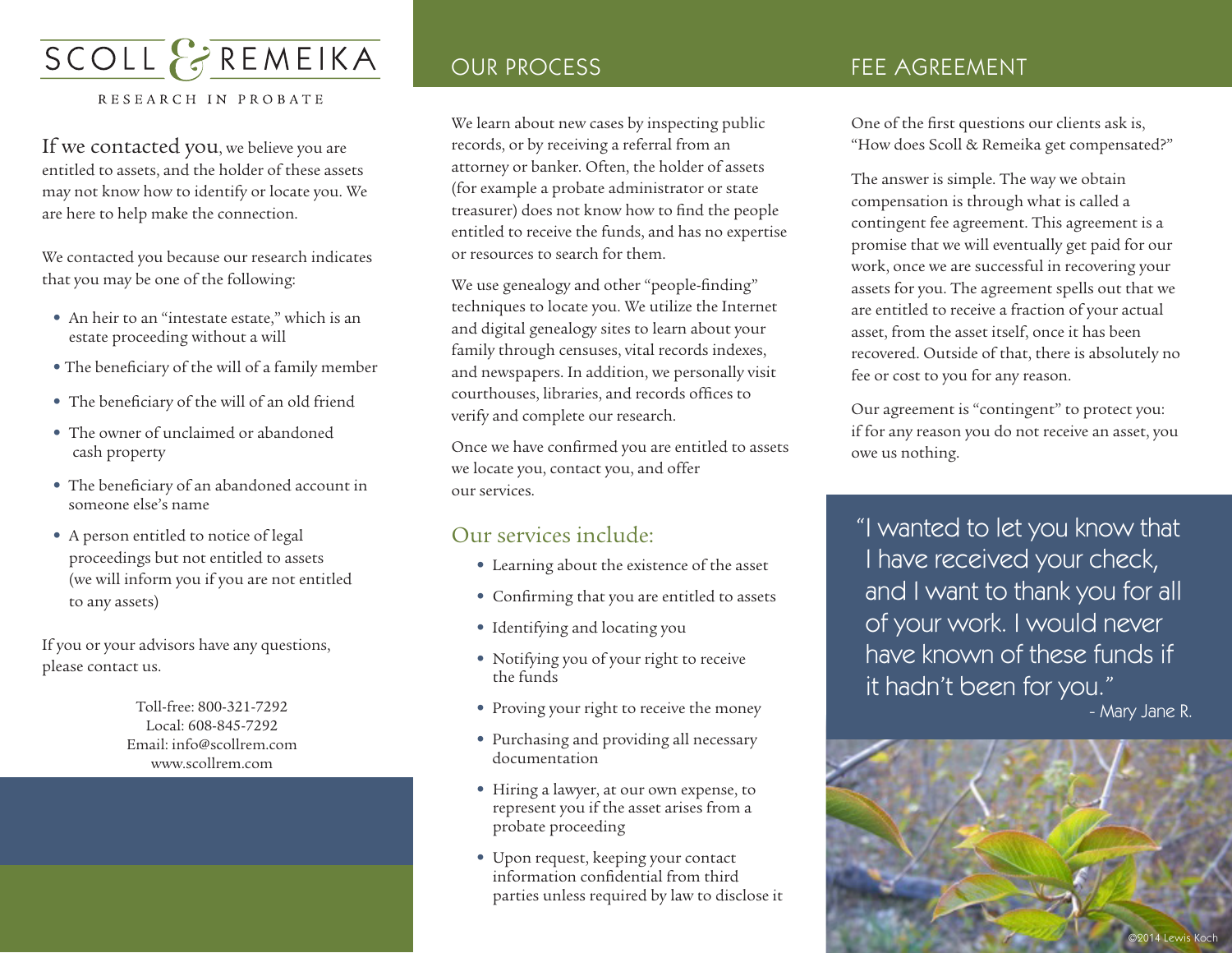# SCOLL & REMEIKA

RESEARCH IN PROBATE

If we contacted you, we believe you are entitled to assets, and the holder of these assets may not know how to identify or locate you. We are here to help make the connection.

We contacted you because our research indicates that you may be one of the following:

- An heir to an "intestate estate," which is an estate proceeding without a will
- The beneficiary of the will of a family member
- The beneficiary of the will of an old friend
- The owner of unclaimed or abandoned cash property
- The beneficiary of an abandoned account in someone else's name
- A person entitled to notice of legal proceedings but not entitled to assets (we will inform you if you are not entitled to any assets)

If you or your advisors have any questions, please contact us.

Toll-free: 800-321-7292
Local: 608-845-7292
Email: info@scollrem.com
www.scollrem.com

## OUR PROCESS

We learn about new cases by inspecting public records, or by receiving a referral from an attorney or banker. Often, the holder of assets (for example a probate administrator or state treasurer) does not know how to find the people entitled to receive the funds, and has no expertise or resources to search for them.

We use genealogy and other "people-finding" techniques to locate you. We utilize the Internet and digital genealogy sites to learn about your family through censuses, vital records indexes, and newspapers. In addition, we personally visit courthouses, libraries, and records offices to verify and complete our research.

Once we have confirmed you are entitled to assets we locate you, contact you, and offer our services.

### Our services include:

- Learning about the existence of the asset
- Confirming that you are entitled to assets
- Identifying and locating you
- Notifying you of your right to receive the funds
- Proving your right to receive the money
- Purchasing and providing all necessary documentation
- Hiring a lawyer, at our own expense, to represent you if the asset arises from a probate proceeding
- Upon request, keeping your contact information confidential from third parties unless required by law to disclose it

## FEE AGREEMENT

One of the first questions our clients ask is, "How does Scoll & Remeika get compensated?"

The answer is simple. The way we obtain compensation is through what is called a contingent fee agreement. This agreement is a promise that we will eventually get paid for our work, once we are successful in recovering your assets for you. The agreement spells out that we are entitled to receive a fraction of your actual asset, from the asset itself, once it has been recovered. Outside of that, there is absolutely no fee or cost to you for any reason.

Our agreement is "contingent" to protect you: if for any reason you do not receive an asset, you owe us nothing.

"I wanted to let you know that I have received your check, and I want to thank you for all of your work. I would never have known of these funds if it hadn't been for you."

- Mary Jane R.

©2014 Lewis Koch